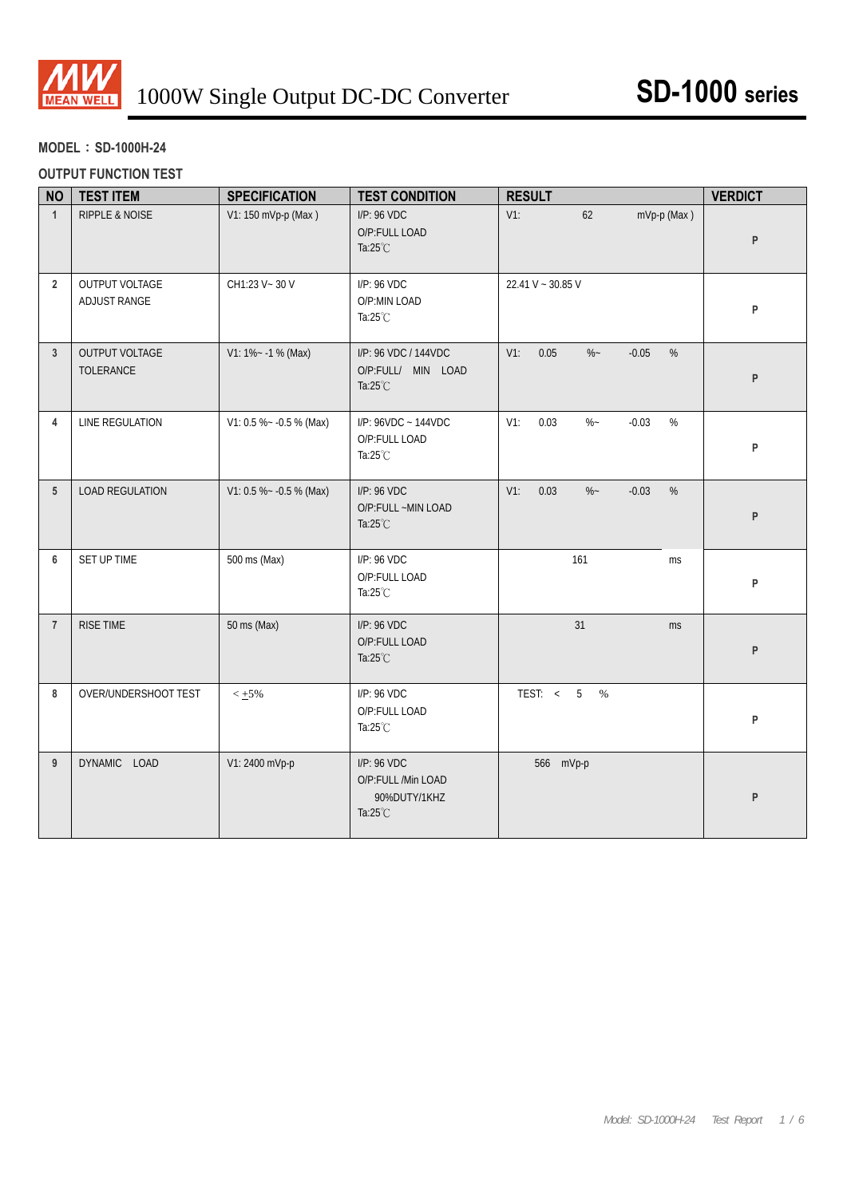# 1000W Single Output DC-DC Converter — SD-1000 series

**MODEL：SD-1000H-24**

**OUTPUT FUNCTION TEST**

| NO | TEST ITEM | SPECIFICATION | TEST CONDITION | RESULT | VERDICT |
|---|---|---|---|---|---|
| 1 | RIPPLE & NOISE | V1: 150 mVp-p (Max ) | I/P: 96 VDC<br>O/P:FULL LOAD<br>Ta:25℃ | V1: 62 mVp-p (Max ) | P |
| 2 | OUTPUT VOLTAGE ADJUST RANGE | CH1:23 V~ 30 V | I/P: 96 VDC<br>O/P:MIN LOAD<br>Ta:25℃ | 22.41 V ~ 30.85 V | P |
| 3 | OUTPUT VOLTAGE TOLERANCE | V1: 1%~ -1 % (Max) | I/P: 96 VDC / 144VDC<br>O/P:FULL/ MIN LOAD<br>Ta:25℃ | V1: 0.05 %~ -0.05 % | P |
| 4 | LINE REGULATION | V1: 0.5 %~ -0.5 % (Max) | I/P: 96VDC ~ 144VDC<br>O/P:FULL LOAD<br>Ta:25℃ | V1: 0.03 %~ -0.03 % | P |
| 5 | LOAD REGULATION | V1: 0.5 %~ -0.5 % (Max) | I/P: 96 VDC<br>O/P:FULL ~MIN LOAD<br>Ta:25℃ | V1: 0.03 %~ -0.03 % | P |
| 6 | SET UP TIME | 500 ms (Max) | I/P: 96 VDC<br>O/P:FULL LOAD<br>Ta:25℃ | 161 ms | P |
| 7 | RISE TIME | 50 ms (Max) | I/P: 96 VDC<br>O/P:FULL LOAD<br>Ta:25℃ | 31 ms | P |
| 8 | OVER/UNDERSHOOT TEST | < ±5% | I/P: 96 VDC<br>O/P:FULL LOAD<br>Ta:25℃ | TEST: < 5 % | P |
| 9 | DYNAMIC LOAD | V1: 2400 mVp-p | I/P: 96 VDC<br>O/P:FULL /Min LOAD<br>90%DUTY/1KHZ<br>Ta:25℃ | 566 mVp-p | P |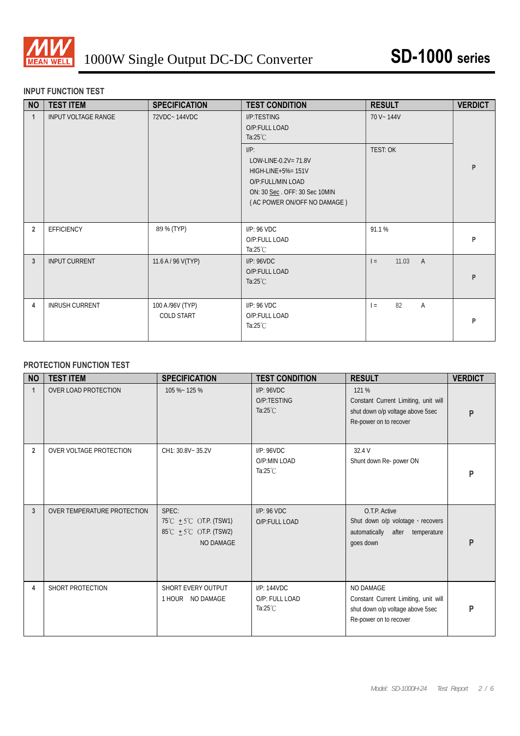## INPUT FUNCTION TEST

| NO | TEST ITEM | SPECIFICATION | TEST CONDITION | RESULT | VERDICT |
|---|---|---|---|---|---|
| 1 | INPUT VOLTAGE RANGE | 72VDC~ 144VDC | I/P:TESTING<br>O/P:FULL LOAD<br>Ta:25℃ | 70 V~ 144V | P |
| | | | I/P:<br>LOW-LINE-0.2V= 71.8V<br>HIGH-LINE+5%= 151V<br>O/P:FULL/MIN LOAD<br>ON: 30 Sec . OFF: 30 Sec 10MIN<br>( AC POWER ON/OFF NO DAMAGE ) | TEST: OK | |
| 2 | EFFICIENCY | 89 % (TYP) | I/P: 96 VDC<br>O/P:FULL LOAD<br>Ta:25℃ | 91.1 % | P |
| 3 | INPUT CURRENT | 11.6 A / 96 V(TYP) | I/P: 96VDC<br>O/P:FULL LOAD<br>Ta:25℃ | I = 11.03 A | P |
| 4 | INRUSH CURRENT | 100 A /96V (TYP)<br>COLD START | I/P: 96 VDC<br>O/P:FULL LOAD<br>Ta:25℃ | I = 82 A | P |

## PROTECTION FUNCTION TEST

| NO | TEST ITEM | SPECIFICATION | TEST CONDITION | RESULT | VERDICT |
|---|---|---|---|---|---|
| 1 | OVER LOAD PROTECTION | 105 %~ 125 % | I/P: 96VDC<br>O/P:TESTING<br>Ta:25℃ | 121 %<br>Constant Current Limiting, unit will shut down o/p voltage above 5sec Re-power on to recover | P |
| 2 | OVER VOLTAGE PROTECTION | CH1: 30.8V~ 35.2V | I/P: 96VDC<br>O/P:MIN LOAD<br>Ta:25℃ | 32.4 V<br>Shunt down Re- power ON | P |
| 3 | OVER TEMPERATURE PROTECTION | SPEC:<br>75℃ ±5℃ OT.P. (TSW1)<br>85℃ ±5℃ OT.P. (TSW2)<br>NO DAMAGE | I/P: 96 VDC<br>O/P:FULL LOAD | O.T.P. Active<br>Shut down o/p volotage，recovers automatically after temperature goes down | P |
| 4 | SHORT PROTECTION | SHORT EVERY OUTPUT<br>1 HOUR NO DAMAGE | I/P: 144VDC<br>O/P: FULL LOAD<br>Ta:25℃ | NO DAMAGE<br>Constant Current Limiting, unit will shut down o/p voltage above 5sec Re-power on to recover | P |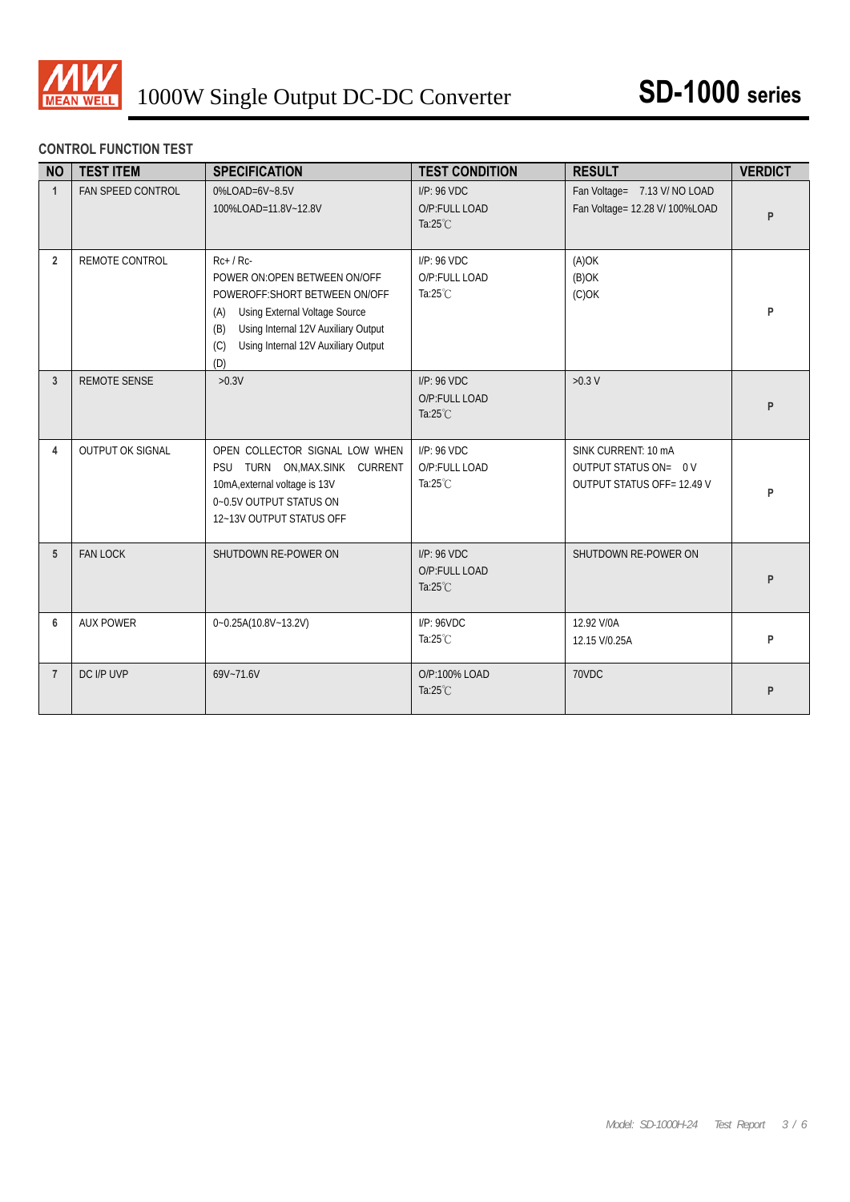# 1000W Single Output DC-DC Converter — SD-1000 series

## CONTROL FUNCTION TEST

| NO | TEST ITEM | SPECIFICATION | TEST CONDITION | RESULT | VERDICT |
|---|---|---|---|---|---|
| 1 | FAN SPEED CONTROL | 0%LOAD=6V~8.5V<br>100%LOAD=11.8V~12.8V | I/P: 96 VDC<br>O/P:FULL LOAD<br>Ta:25℃ | Fan Voltage= 7.13 V/ NO LOAD<br>Fan Voltage= 12.28 V/ 100%LOAD | P |
| 2 | REMOTE CONTROL | Rc+ / Rc-<br>POWER ON:OPEN BETWEEN ON/OFF<br>POWEROFF:SHORT BETWEEN ON/OFF<br>(A) Using External Voltage Source<br>(B) Using Internal 12V Auxiliary Output<br>(C) Using Internal 12V Auxiliary Output (D) | I/P: 96 VDC<br>O/P:FULL LOAD<br>Ta:25℃ | (A)OK<br>(B)OK<br>(C)OK | P |
| 3 | REMOTE SENSE | >0.3V | I/P: 96 VDC<br>O/P:FULL LOAD<br>Ta:25℃ | >0.3 V | P |
| 4 | OUTPUT OK SIGNAL | OPEN COLLECTOR SIGNAL LOW WHEN PSU TURN ON,MAX.SINK CURRENT 10mA,external voltage is 13V<br>0~0.5V OUTPUT STATUS ON<br>12~13V OUTPUT STATUS OFF | I/P: 96 VDC<br>O/P:FULL LOAD<br>Ta:25℃ | SINK CURRENT: 10 mA<br>OUTPUT STATUS ON= 0 V<br>OUTPUT STATUS OFF= 12.49 V | P |
| 5 | FAN LOCK | SHUTDOWN RE-POWER ON | I/P: 96 VDC<br>O/P:FULL LOAD<br>Ta:25℃ | SHUTDOWN RE-POWER ON | P |
| 6 | AUX POWER | 0~0.25A(10.8V~13.2V) | I/P: 96VDC<br>Ta:25℃ | 12.92 V/0A<br>12.15 V/0.25A | P |
| 7 | DC I/P UVP | 69V~71.6V | O/P:100% LOAD<br>Ta:25℃ | 70VDC | P |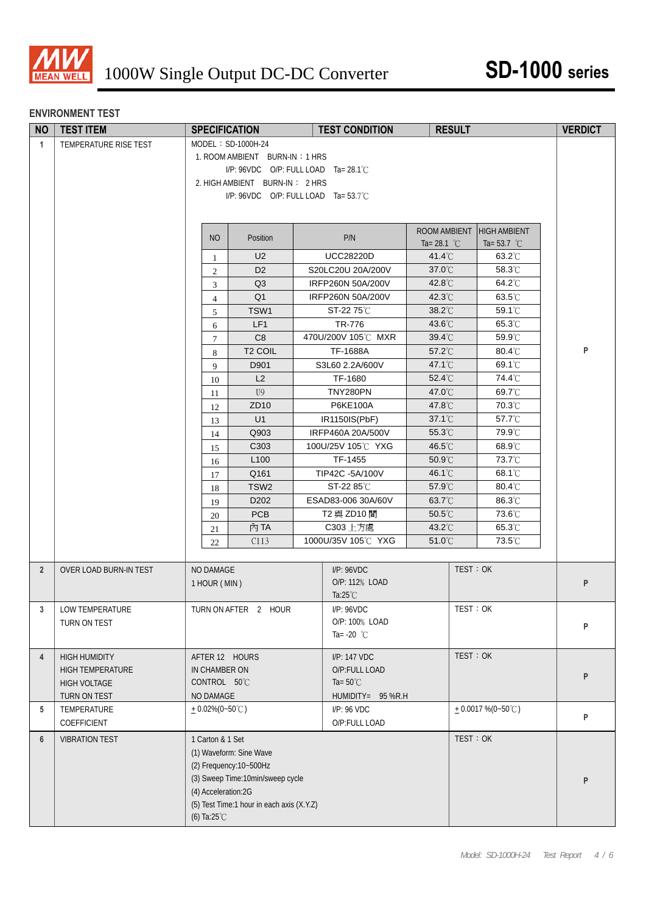# 1000W Single Output DC-DC Converter

# SD-1000 series

## ENVIRONMENT TEST

| NO | TEST ITEM | SPECIFICATION | TEST CONDITION | RESULT | VERDICT |
|---|---|---|---|---|---|
| 1 | TEMPERATURE RISE TEST | MODEL：SD-1000H-24<br>1. ROOM AMBIENT BURN-IN：1 HRS<br>I/P: 96VDC O/P: FULL LOAD Ta= 28.1℃<br>2. HIGH AMBIENT BURN-IN： 2 HRS<br>I/P: 96VDC O/P: FULL LOAD Ta= 53.7℃ | | | P |

| NO | Position | P/N | ROOM AMBIENT Ta= 28.1 ℃ | HIGH AMBIENT Ta= 53.7 ℃ |
|---|---|---|---|---|
| 1 | U2 | UCC28220D | 41.4℃ | 63.2℃ |
| 2 | D2 | S20LC20U 20A/200V | 37.0℃ | 58.3℃ |
| 3 | Q3 | IRFP260N 50A/200V | 42.8℃ | 64.2℃ |
| 4 | Q1 | IRFP260N 50A/200V | 42.3℃ | 63.5℃ |
| 5 | TSW1 | ST-22 75℃ | 38.2℃ | 59.1℃ |
| 6 | LF1 | TR-776 | 43.6℃ | 65.3℃ |
| 7 | C8 | 470U/200V 105℃ MXR | 39.4℃ | 59.9℃ |
| 8 | T2 COIL | TF-1688A | 57.2℃ | 80.4℃ |
| 9 | D901 | S3L60 2.2A/600V | 47.1℃ | 69.1℃ |
| 10 | L2 | TF-1680 | 52.4℃ | 74.4℃ |
| 11 | U9 | TNY280PN | 47.0℃ | 69.7℃ |
| 12 | ZD10 | P6KE100A | 47.8℃ | 70.3℃ |
| 13 | U1 | IR1150IS(PbF) | 37.1℃ | 57.7℃ |
| 14 | Q903 | IRFP460A 20A/500V | 55.3℃ | 79.9℃ |
| 15 | C303 | 100U/25V 105℃ YXG | 46.5℃ | 68.9℃ |
| 16 | L100 | TF-1455 | 50.9℃ | 73.7℃ |
| 17 | Q161 | TIP42C -5A/100V | 46.1℃ | 68.1℃ |
| 18 | TSW2 | ST-22 85℃ | 57.9℃ | 80.4℃ |
| 19 | D202 | ESAD83-006 30A/60V | 63.7℃ | 86.3℃ |
| 20 | PCB | T2 與 ZD10 間 | 50.5℃ | 73.6℃ |
| 21 | 內 TA | C303 上方處 | 43.2℃ | 65.3℃ |
| 22 | C113 | 1000U/35V 105℃ YXG | 51.0℃ | 73.5℃ |

| NO | TEST ITEM | SPECIFICATION | TEST CONDITION | RESULT | VERDICT |
|---|---|---|---|---|---|
| 2 | OVER LOAD BURN-IN TEST | NO DAMAGE<br>1 HOUR ( MIN ) | I/P: 96VDC<br>O/P: 112% LOAD<br>Ta:25℃ | TEST：OK | P |
| 3 | LOW TEMPERATURE<br>TURN ON TEST | TURN ON AFTER 2 HOUR | I/P: 96VDC<br>O/P: 100% LOAD<br>Ta= -20 ℃ | TEST：OK | P |
| 4 | HIGH HUMIDITY<br>HIGH TEMPERATURE<br>HIGH VOLTAGE<br>TURN ON TEST | AFTER 12 HOURS<br>IN CHAMBER ON<br>CONTROL 50℃<br>NO DAMAGE | I/P: 147 VDC<br>O/P:FULL LOAD<br>Ta= 50℃<br>HUMIDITY= 95 %R.H | TEST：OK | P |
| 5 | TEMPERATURE<br>COEFFICIENT | ± 0.02%(0~50℃) | I/P: 96 VDC<br>O/P:FULL LOAD | ± 0.0017 %(0~50℃) | P |
| 6 | VIBRATION TEST | 1 Carton & 1 Set<br>(1) Waveform: Sine Wave<br>(2) Frequency:10~500Hz<br>(3) Sweep Time:10min/sweep cycle<br>(4) Acceleration:2G<br>(5) Test Time:1 hour in each axis (X.Y.Z)<br>(6) Ta:25℃ | | TEST：OK | P |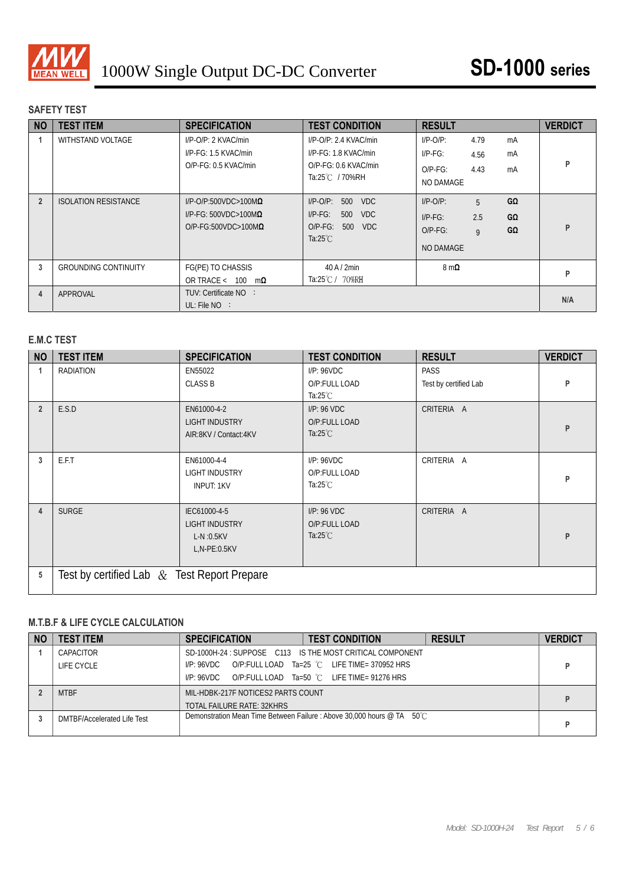# 1000W Single Output DC-DC Converter — SD-1000 series

## SAFETY TEST

| NO | TEST ITEM | SPECIFICATION | TEST CONDITION | RESULT | VERDICT |
|---|---|---|---|---|---|
| 1 | WITHSTAND VOLTAGE | I/P-O/P: 2 KVAC/min<br>I/P-FG: 1.5 KVAC/min<br>O/P-FG: 0.5 KVAC/min | I/P-O/P: 2.4 KVAC/min<br>I/P-FG: 1.8 KVAC/min<br>O/P-FG: 0.6 KVAC/min<br>Ta:25℃ / 70%RH | I/P-O/P: 4.79 mA<br>I/P-FG: 4.56 mA<br>O/P-FG: 4.43 mA<br>NO DAMAGE | P |
| 2 | ISOLATION RESISTANCE | I/P-O/P:500VDC>100MΩ<br>I/P-FG: 500VDC>100MΩ<br>O/P-FG:500VDC>100MΩ | I/P-O/P: 500 VDC<br>I/P-FG: 500 VDC<br>O/P-FG: 500 VDC<br>Ta:25℃ | I/P-O/P: 5 GΩ<br>I/P-FG: 2.5 GΩ<br>O/P-FG: 9 GΩ<br>NO DAMAGE | P |
| 3 | GROUNDING CONTINUITY | FG(PE) TO CHASSIS<br>OR TRACE < 100 mΩ | 40 A / 2min<br>Ta:25℃ / 70%RH | 8 mΩ | P |
| 4 | APPROVAL | TUV: Certificate NO :<br>UL: File NO : | | | N/A |

## E.M.C TEST

| NO | TEST ITEM | SPECIFICATION | TEST CONDITION | RESULT | VERDICT |
|---|---|---|---|---|---|
| 1 | RADIATION | EN55022<br>CLASS B | I/P: 96VDC<br>O/P:FULL LOAD<br>Ta:25℃ | PASS<br>Test by certified Lab | P |
| 2 | E.S.D | EN61000-4-2<br>LIGHT INDUSTRY<br>AIR:8KV / Contact:4KV | I/P: 96 VDC<br>O/P:FULL LOAD<br>Ta:25℃ | CRITERIA A | P |
| 3 | E.F.T | EN61000-4-4<br>LIGHT INDUSTRY<br>INPUT: 1KV | I/P: 96VDC<br>O/P:FULL LOAD<br>Ta:25℃ | CRITERIA A | P |
| 4 | SURGE | IEC61000-4-5<br>LIGHT INDUSTRY<br>L-N :0.5KV<br>L,N-PE:0.5KV | I/P: 96 VDC<br>O/P:FULL LOAD<br>Ta:25℃ | CRITERIA A | P |
| 5 | Test by certified Lab & Test Report Prepare | | | | |

## M.T.B.F & LIFE CYCLE CALCULATION

| NO | TEST ITEM | SPECIFICATION / TEST CONDITION / RESULT | VERDICT |
|---|---|---|---|
| 1 | CAPACITOR LIFE CYCLE | SD-1000H-24 : SUPPOSE C113 IS THE MOST CRITICAL COMPONENT<br>I/P: 96VDC O/P:FULL LOAD Ta=25 ℃ LIFE TIME= 370952 HRS<br>I/P: 96VDC O/P:FULL LOAD Ta=50 ℃ LIFE TIME= 91276 HRS | P |
| 2 | MTBF | MIL-HDBK-217F NOTICES2 PARTS COUNT<br>TOTAL FAILURE RATE: 32KHRS | P |
| 3 | DMTBF/Accelerated Life Test | Demonstration Mean Time Between Failure : Above 30,000 hours @ TA 50℃ | P |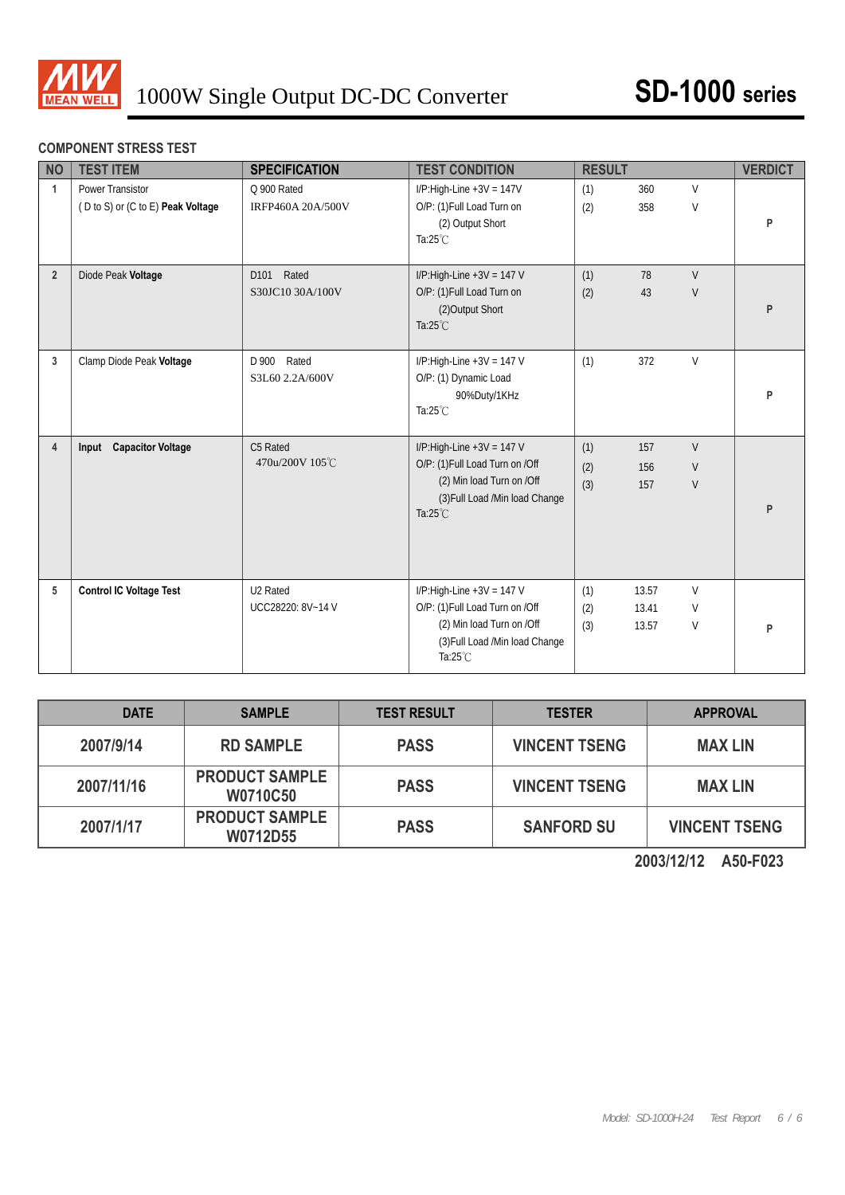## COMPONENT STRESS TEST

| NO | TEST ITEM | SPECIFICATION | TEST CONDITION | RESULT | VERDICT |
|---|---|---|---|---|---|
| 1 | Power Transistor ( D to S) or (C to E) **Peak Voltage** | Q 900 Rated IRFP460A 20A/500V | I/P:High-Line +3V = 147V O/P: (1)Full Load Turn on (2) Output Short Ta:25℃ | (1) 360 V (2) 358 V | P |
| 2 | Diode Peak **Voltage** | D101 Rated S30JC10 30A/100V | I/P:High-Line +3V = 147 V O/P: (1)Full Load Turn on (2)Output Short Ta:25℃ | (1) 78 V (2) 43 V | P |
| 3 | Clamp Diode Peak **Voltage** | D 900 Rated S3L60 2.2A/600V | I/P:High-Line +3V = 147 V O/P: (1) Dynamic Load 90%Duty/1KHz Ta:25℃ | (1) 372 V | P |
| 4 | **Input Capacitor Voltage** | C5 Rated 470u/200V 105℃ | I/P:High-Line +3V = 147 V O/P: (1)Full Load Turn on /Off (2) Min load Turn on /Off (3)Full Load /Min load Change Ta:25℃ | (1) 157 V (2) 156 V (3) 157 V | P |
| 5 | **Control IC Voltage Test** | U2 Rated UCC28220: 8V~14 V | I/P:High-Line +3V = 147 V O/P: (1)Full Load Turn on /Off (2) Min load Turn on /Off (3)Full Load /Min load Change Ta:25℃ | (1) 13.57 V (2) 13.41 V (3) 13.57 V | P |

| DATE | SAMPLE | TEST RESULT | TESTER | APPROVAL |
|---|---|---|---|---|
| 2007/9/14 | RD SAMPLE | PASS | VINCENT TSENG | MAX LIN |
| 2007/11/16 | PRODUCT SAMPLE W0710C50 | PASS | VINCENT TSENG | MAX LIN |
| 2007/1/17 | PRODUCT SAMPLE W0712D55 | PASS | SANFORD SU | VINCENT TSENG |

**2003/12/12 A50-F023**